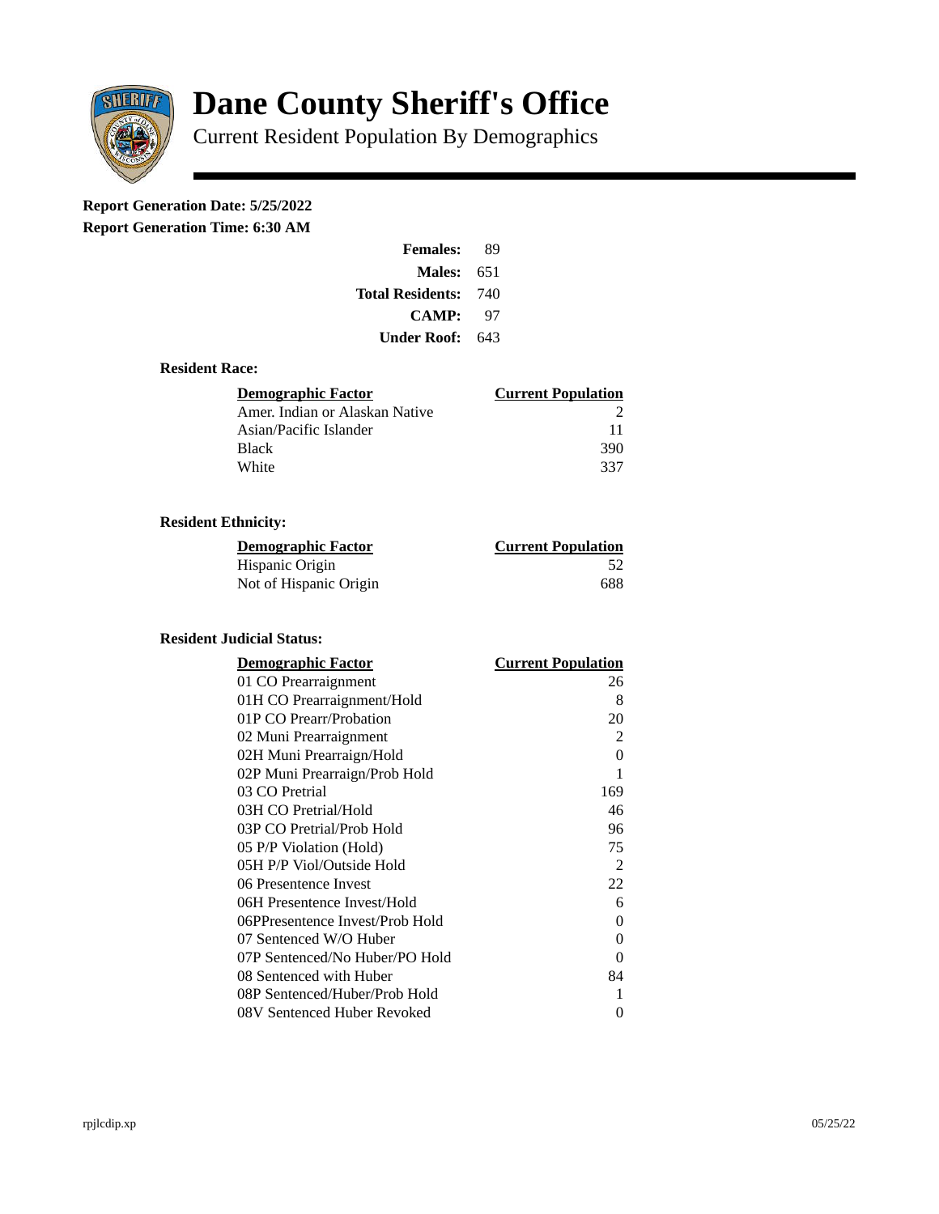# Dane County Sheriff's Office

Current Resident Population By Demographics

**Report Generation Date: 5/25/2022**

**Report Generation Time: 6:30 AM**

| | |
|---|---|
| **Females:** | 89 |
| **Males:** | 651 |
| **Total Residents:** | 740 |
| **CAMP:** | 97 |
| **Under Roof:** | 643 |

### Resident Race:

| Demographic Factor | Current Population |
|---|---|
| Amer. Indian or Alaskan Native | 2 |
| Asian/Pacific Islander | 11 |
| Black | 390 |
| White | 337 |

### Resident Ethnicity:

| Demographic Factor | Current Population |
|---|---|
| Hispanic Origin | 52 |
| Not of Hispanic Origin | 688 |

### Resident Judicial Status:

| Demographic Factor | Current Population |
|---|---|
| 01 CO Prearraignment | 26 |
| 01H CO Prearraignment/Hold | 8 |
| 01P CO Prearr/Probation | 20 |
| 02 Muni Prearraignment | 2 |
| 02H Muni Prearraign/Hold | 0 |
| 02P Muni Prearraign/Prob Hold | 1 |
| 03 CO Pretrial | 169 |
| 03H CO Pretrial/Hold | 46 |
| 03P CO Pretrial/Prob Hold | 96 |
| 05 P/P Violation (Hold) | 75 |
| 05H P/P Viol/Outside Hold | 2 |
| 06 Presentence Invest | 22 |
| 06H Presentence Invest/Hold | 6 |
| 06PPresentence Invest/Prob Hold | 0 |
| 07 Sentenced W/O Huber | 0 |
| 07P Sentenced/No Huber/PO Hold | 0 |
| 08 Sentenced with Huber | 84 |
| 08P Sentenced/Huber/Prob Hold | 1 |
| 08V Sentenced Huber Revoked | 0 |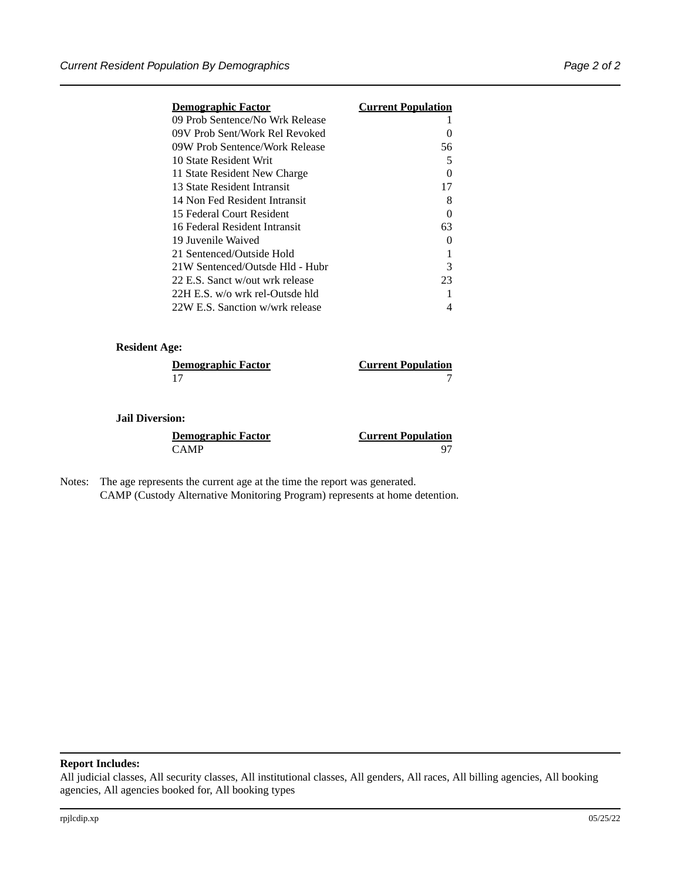| Demographic Factor | Current Population |
| --- | --- |
| 09 Prob Sentence/No Wrk Release | 1 |
| 09V Prob Sent/Work Rel Revoked | 0 |
| 09W Prob Sentence/Work Release | 56 |
| 10 State Resident Writ | 5 |
| 11 State Resident New Charge | 0 |
| 13 State Resident Intransit | 17 |
| 14 Non Fed Resident Intransit | 8 |
| 15 Federal Court Resident | 0 |
| 16 Federal Resident Intransit | 63 |
| 19 Juvenile Waived | 0 |
| 21 Sentenced/Outside Hold | 1 |
| 21W Sentenced/Outsde Hld - Hubr | 3 |
| 22 E.S. Sanct w/out wrk release | 23 |
| 22H E.S. w/o wrk rel-Outsde hld | 1 |
| 22W E.S. Sanction w/wrk release | 4 |

**Resident Age:**

| Demographic Factor | Current Population |
| --- | --- |
| 17 | 7 |

**Jail Diversion:**

| Demographic Factor | Current Population |
| --- | --- |
| CAMP | 97 |

Notes: The age represents the current age at the time the report was generated.
CAMP (Custody Alternative Monitoring Program) represents at home detention.

**Report Includes:**

All judicial classes, All security classes, All institutional classes, All genders, All races, All billing agencies, All booking agencies, All agencies booked for, All booking types

rpjlcdip.xp 05/25/22